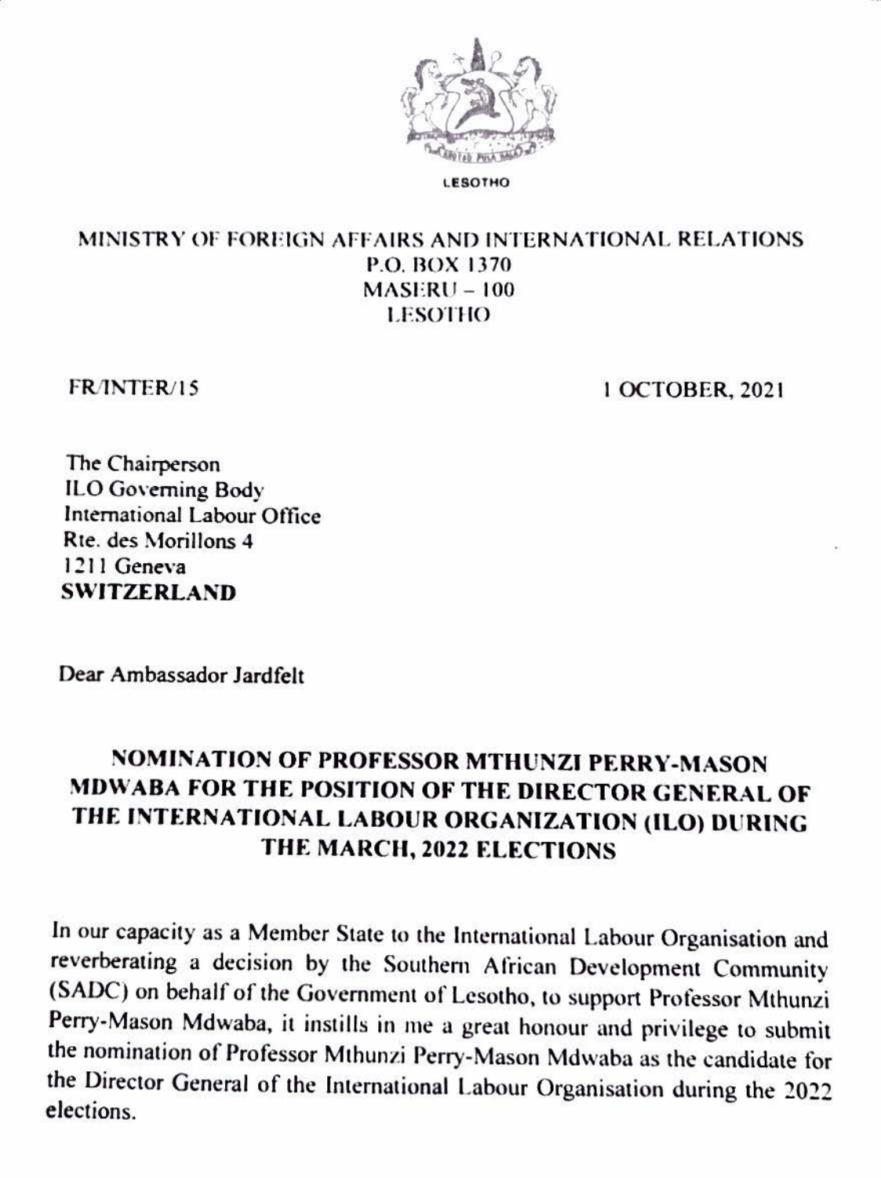LESOTHO

MINISTRY OF FOREIGN AFFAIRS AND INTERNATIONAL RELATIONS
P.O. BOX 1370
MASERU – 100
LESOTHO

FR/INTER/15

1 OCTOBER, 2021

The Chairperson
ILO Governing Body
International Labour Office
Rte. des Morillons 4
1211 Geneva
**SWITZERLAND**

Dear Ambassador Jardfelt

**NOMINATION OF PROFESSOR MTHUNZI PERRY-MASON MDWABA FOR THE POSITION OF THE DIRECTOR GENERAL OF THE INTERNATIONAL LABOUR ORGANIZATION (ILO) DURING THE MARCH, 2022 ELECTIONS**

In our capacity as a Member State to the International Labour Organisation and reverberating a decision by the Southern African Development Community (SADC) on behalf of the Government of Lesotho, to support Professor Mthunzi Perry-Mason Mdwaba, it instills in me a great honour and privilege to submit the nomination of Professor Mthunzi Perry-Mason Mdwaba as the candidate for the Director General of the International Labour Organisation during the 2022 elections.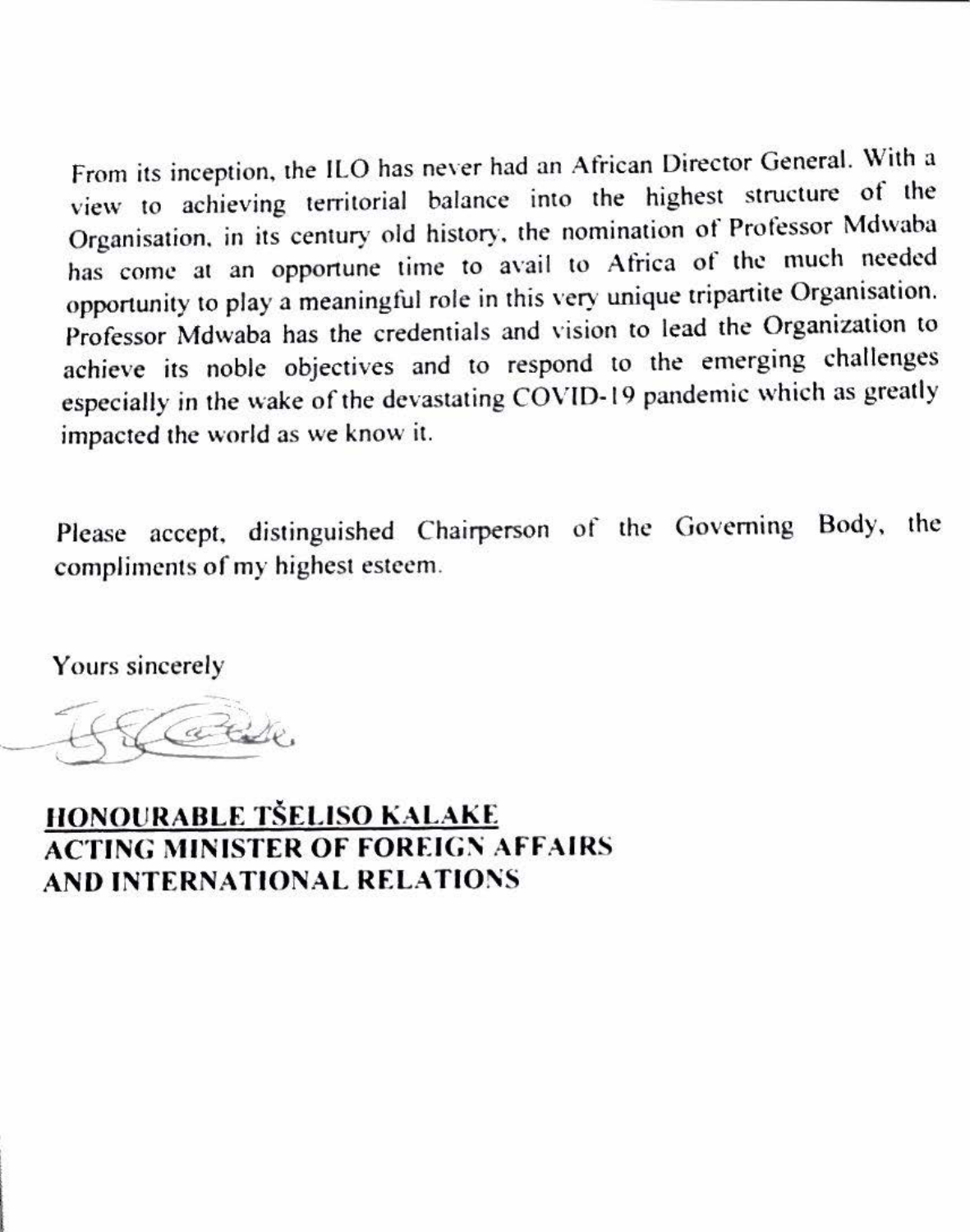From its inception, the ILO has never had an African Director General. With a view to achieving territorial balance into the highest structure of the Organisation, in its century old history, the nomination of Professor Mdwaba has come at an opportune time to avail to Africa of the much needed opportunity to play a meaningful role in this very unique tripartite Organisation. Professor Mdwaba has the credentials and vision to lead the Organization to achieve its noble objectives and to respond to the emerging challenges especially in the wake of the devastating COVID-19 pandemic which as greatly impacted the world as we know it.

Please accept, distinguished Chairperson of the Governing Body, the compliments of my highest esteem.

Yours sincerely

**HONOURABLE TŠELISO KALAKE**
**ACTING MINISTER OF FOREIGN AFFAIRS AND INTERNATIONAL RELATIONS**